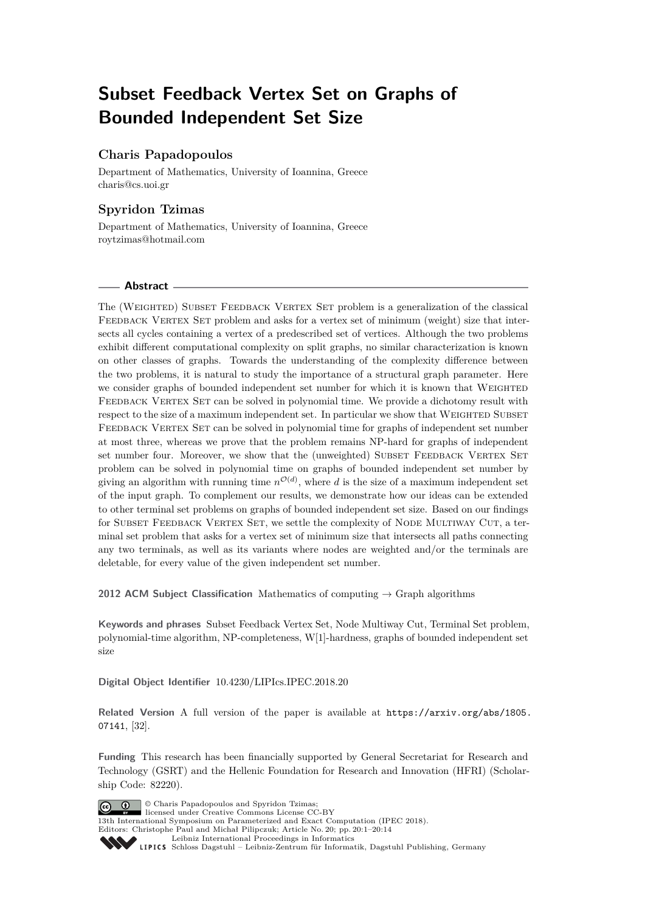# Subset Feedback Vertex Set on Graphs of Bounded Independent Set Size

## Charis Papadopoulos

Department of Mathematics, University of Ioannina, Greece
charis@cs.uoi.gr

## Spyridon Tzimas

Department of Mathematics, University of Ioannina, Greece
roytzimas@hotmail.com

## Abstract

The (Weighted) Subset Feedback Vertex Set problem is a generalization of the classical Feedback Vertex Set problem and asks for a vertex set of minimum (weight) size that intersects all cycles containing a vertex of a predescribed set of vertices. Although the two problems exhibit different computational complexity on split graphs, no similar characterization is known on other classes of graphs. Towards the understanding of the complexity difference between the two problems, it is natural to study the importance of a structural graph parameter. Here we consider graphs of bounded independent set number for which it is known that Weighted Feedback Vertex Set can be solved in polynomial time. We provide a dichotomy result with respect to the size of a maximum independent set. In particular we show that Weighted Subset Feedback Vertex Set can be solved in polynomial time for graphs of independent set number at most three, whereas we prove that the problem remains NP-hard for graphs of independent set number four. Moreover, we show that the (unweighted) Subset Feedback Vertex Set problem can be solved in polynomial time on graphs of bounded independent set number by giving an algorithm with running time $n^{\mathcal{O}(d)}$, where $d$ is the size of a maximum independent set of the input graph. To complement our results, we demonstrate how our ideas can be extended to other terminal set problems on graphs of bounded independent set size. Based on our findings for Subset Feedback Vertex Set, we settle the complexity of Node Multiway Cut, a terminal set problem that asks for a vertex set of minimum size that intersects all paths connecting any two terminals, as well as its variants where nodes are weighted and/or the terminals are deletable, for every value of the given independent set number.

**2012 ACM Subject Classification** Mathematics of computing → Graph algorithms

**Keywords and phrases** Subset Feedback Vertex Set, Node Multiway Cut, Terminal Set problem, polynomial-time algorithm, NP-completeness, W[1]-hardness, graphs of bounded independent set size

**Digital Object Identifier** 10.4230/LIPIcs.IPEC.2018.20

**Related Version** A full version of the paper is available at https://arxiv.org/abs/1805.07141, [32].

**Funding** This research has been financially supported by General Secretariat for Research and Technology (GSRT) and the Hellenic Foundation for Research and Innovation (HFRI) (Scholarship Code: 82220).

© Charis Papadopoulos and Spyridon Tzimas;
licensed under Creative Commons License CC-BY
13th International Symposium on Parameterized and Exact Computation (IPEC 2018).
Editors: Christophe Paul and Michał Pilipczuk; Article No. 20; pp. 20:1–20:14
Leibniz International Proceedings in Informatics
Schloss Dagstuhl – Leibniz-Zentrum für Informatik, Dagstuhl Publishing, Germany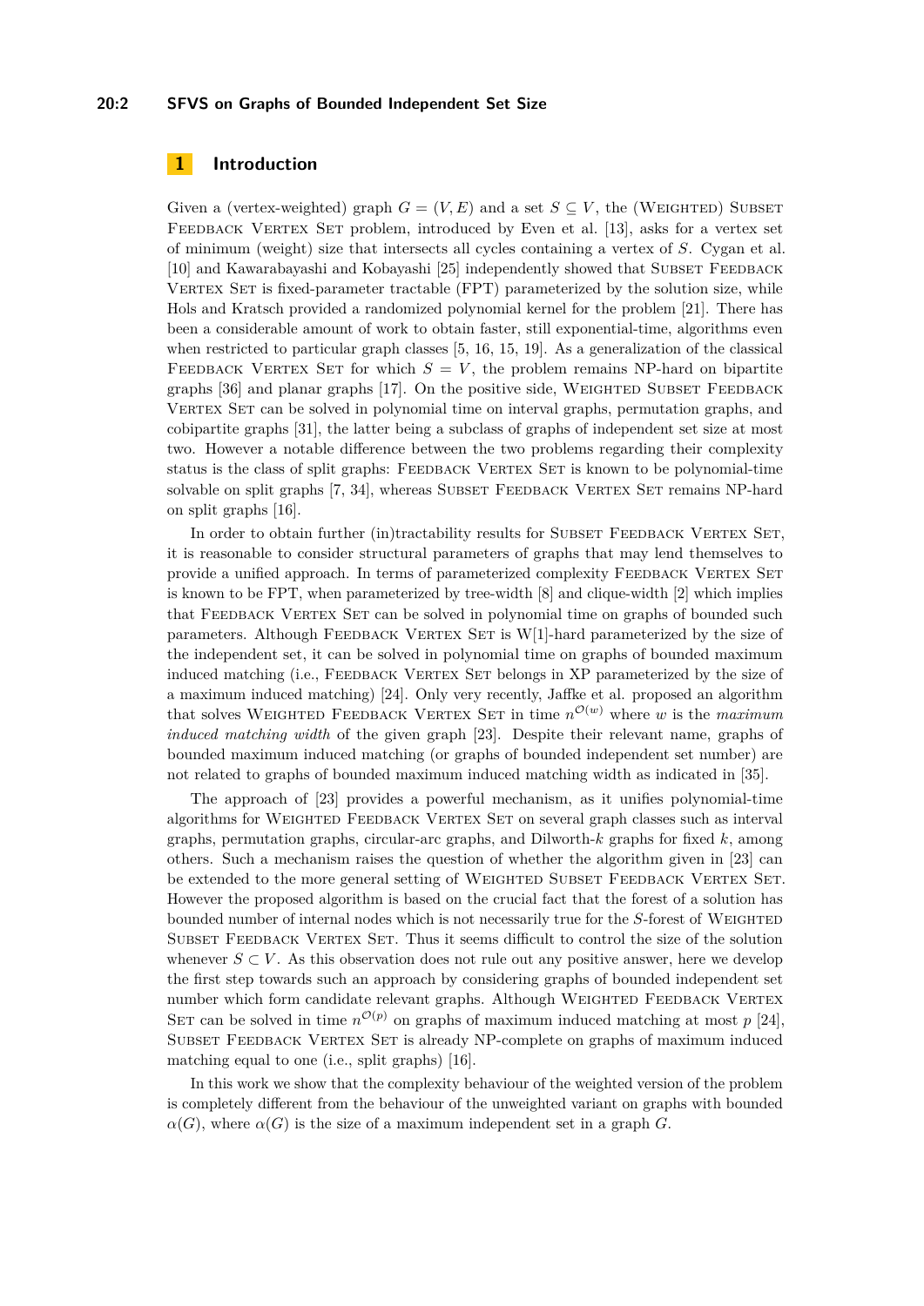## 1 Introduction

Given a (vertex-weighted) graph $G = (V, E)$ and a set $S \subseteq V$, the (Weighted) Subset Feedback Vertex Set problem, introduced by Even et al. [13], asks for a vertex set of minimum (weight) size that intersects all cycles containing a vertex of $S$. Cygan et al. [10] and Kawarabayashi and Kobayashi [25] independently showed that Subset Feedback Vertex Set is fixed-parameter tractable (FPT) parameterized by the solution size, while Hols and Kratsch provided a randomized polynomial kernel for the problem [21]. There has been a considerable amount of work to obtain faster, still exponential-time, algorithms even when restricted to particular graph classes [5, 16, 15, 19]. As a generalization of the classical Feedback Vertex Set for which $S = V$, the problem remains NP-hard on bipartite graphs [36] and planar graphs [17]. On the positive side, Weighted Subset Feedback Vertex Set can be solved in polynomial time on interval graphs, permutation graphs, and cobipartite graphs [31], the latter being a subclass of graphs of independent set size at most two. However a notable difference between the two problems regarding their complexity status is the class of split graphs: Feedback Vertex Set is known to be polynomial-time solvable on split graphs [7, 34], whereas Subset Feedback Vertex Set remains NP-hard on split graphs [16].

In order to obtain further (in)tractability results for Subset Feedback Vertex Set, it is reasonable to consider structural parameters of graphs that may lend themselves to provide a unified approach. In terms of parameterized complexity Feedback Vertex Set is known to be FPT, when parameterized by tree-width [8] and clique-width [2] which implies that Feedback Vertex Set can be solved in polynomial time on graphs of bounded such parameters. Although Feedback Vertex Set is W[1]-hard parameterized by the size of the independent set, it can be solved in polynomial time on graphs of bounded maximum induced matching (i.e., Feedback Vertex Set belongs in XP parameterized by the size of a maximum induced matching) [24]. Only very recently, Jaffke et al. proposed an algorithm that solves Weighted Feedback Vertex Set in time $n^{\mathcal{O}(w)}$ where $w$ is the *maximum induced matching width* of the given graph [23]. Despite their relevant name, graphs of bounded maximum induced matching (or graphs of bounded independent set number) are not related to graphs of bounded maximum induced matching width as indicated in [35].

The approach of [23] provides a powerful mechanism, as it unifies polynomial-time algorithms for Weighted Feedback Vertex Set on several graph classes such as interval graphs, permutation graphs, circular-arc graphs, and Dilworth-$k$ graphs for fixed $k$, among others. Such a mechanism raises the question of whether the algorithm given in [23] can be extended to the more general setting of Weighted Subset Feedback Vertex Set. However the proposed algorithm is based on the crucial fact that the forest of a solution has bounded number of internal nodes which is not necessarily true for the $S$-forest of Weighted Subset Feedback Vertex Set. Thus it seems difficult to control the size of the solution whenever $S \subset V$. As this observation does not rule out any positive answer, here we develop the first step towards such an approach by considering graphs of bounded independent set number which form candidate relevant graphs. Although Weighted Feedback Vertex Set can be solved in time $n^{\mathcal{O}(p)}$ on graphs of maximum induced matching at most $p$ [24], Subset Feedback Vertex Set is already NP-complete on graphs of maximum induced matching equal to one (i.e., split graphs) [16].

In this work we show that the complexity behaviour of the weighted version of the problem is completely different from the behaviour of the unweighted variant on graphs with bounded $\alpha(G)$, where $\alpha(G)$ is the size of a maximum independent set in a graph $G$.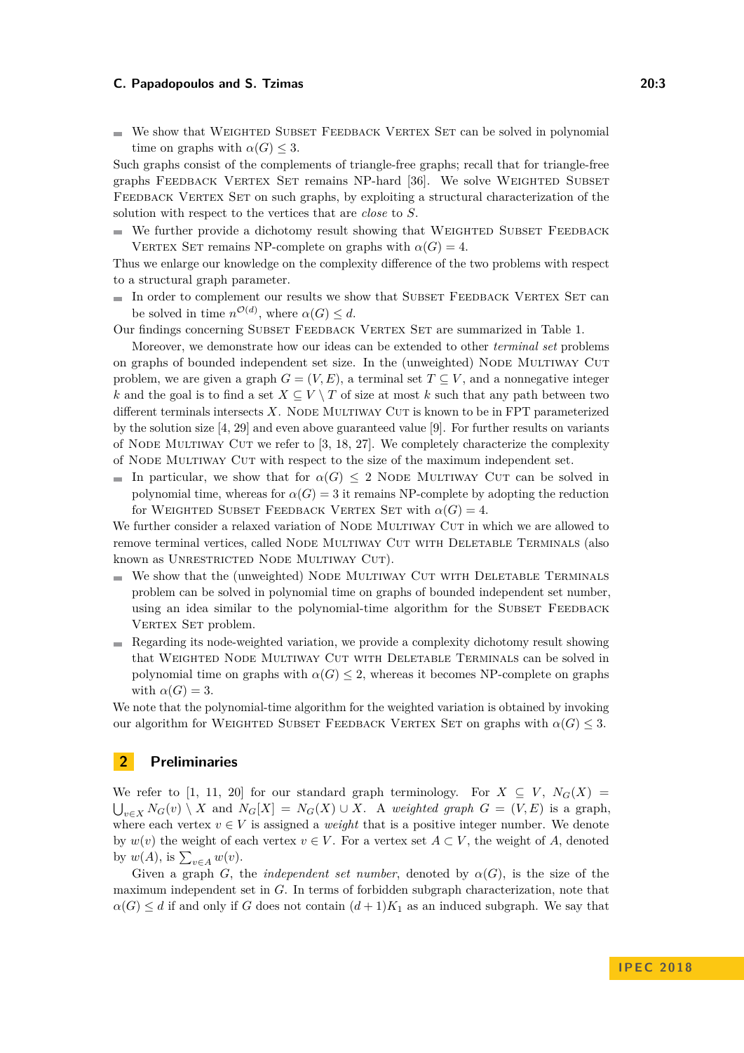- We show that Weighted Subset Feedback Vertex Set can be solved in polynomial time on graphs with $\alpha(G) \leq 3$.

Such graphs consist of the complements of triangle-free graphs; recall that for triangle-free graphs Feedback Vertex Set remains NP-hard [36]. We solve Weighted Subset Feedback Vertex Set on such graphs, by exploiting a structural characterization of the solution with respect to the vertices that are *close* to $S$.

- We further provide a dichotomy result showing that Weighted Subset Feedback Vertex Set remains NP-complete on graphs with $\alpha(G) = 4$.

Thus we enlarge our knowledge on the complexity difference of the two problems with respect to a structural graph parameter.

- In order to complement our results we show that Subset Feedback Vertex Set can be solved in time $n^{\mathcal{O}(d)}$, where $\alpha(G) \leq d$.

Our findings concerning Subset Feedback Vertex Set are summarized in Table 1.

Moreover, we demonstrate how our ideas can be extended to other *terminal set* problems on graphs of bounded independent set size. In the (unweighted) Node Multiway Cut problem, we are given a graph $G = (V, E)$, a terminal set $T \subseteq V$, and a nonnegative integer $k$ and the goal is to find a set $X \subseteq V \setminus T$ of size at most $k$ such that any path between two different terminals intersects $X$. Node Multiway Cut is known to be in FPT parameterized by the solution size [4, 29] and even above guaranteed value [9]. For further results on variants of Node Multiway Cut we refer to [3, 18, 27]. We completely characterize the complexity of Node Multiway Cut with respect to the size of the maximum independent set.

- In particular, we show that for $\alpha(G) \leq 2$ Node Multiway Cut can be solved in polynomial time, whereas for $\alpha(G) = 3$ it remains NP-complete by adopting the reduction for Weighted Subset Feedback Vertex Set with $\alpha(G) = 4$.

We further consider a relaxed variation of Node Multiway Cut in which we are allowed to remove terminal vertices, called Node Multiway Cut with Deletable Terminals (also known as Unrestricted Node Multiway Cut).

- We show that the (unweighted) Node Multiway Cut with Deletable Terminals problem can be solved in polynomial time on graphs of bounded independent set number, using an idea similar to the polynomial-time algorithm for the Subset Feedback Vertex Set problem.
- Regarding its node-weighted variation, we provide a complexity dichotomy result showing that Weighted Node Multiway Cut with Deletable Terminals can be solved in polynomial time on graphs with $\alpha(G) \leq 2$, whereas it becomes NP-complete on graphs with $\alpha(G) = 3$.

We note that the polynomial-time algorithm for the weighted variation is obtained by invoking our algorithm for Weighted Subset Feedback Vertex Set on graphs with $\alpha(G) \leq 3$.

## 2 Preliminaries

We refer to [1, 11, 20] for our standard graph terminology. For $X \subseteq V$, $N_G(X) = \bigcup_{v \in X} N_G(v) \setminus X$ and $N_G[X] = N_G(X) \cup X$. A *weighted graph* $G = (V, E)$ is a graph, where each vertex $v \in V$ is assigned a *weight* that is a positive integer number. We denote by $w(v)$ the weight of each vertex $v \in V$. For a vertex set $A \subset V$, the weight of $A$, denoted by $w(A)$, is $\sum_{v \in A} w(v)$.

Given a graph $G$, the *independent set number*, denoted by $\alpha(G)$, is the size of the maximum independent set in $G$. In terms of forbidden subgraph characterization, note that $\alpha(G) \leq d$ if and only if $G$ does not contain $(d+1)K_1$ as an induced subgraph. We say that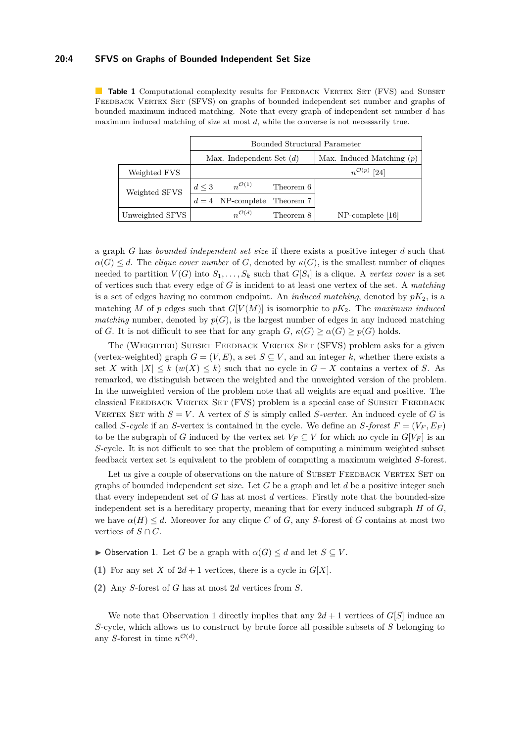**Table 1** Computational complexity results for Feedback Vertex Set (FVS) and Subset Feedback Vertex Set (SFVS) on graphs of bounded independent set number and graphs of bounded maximum induced matching. Note that every graph of independent set number $d$ has maximum induced matching of size at most $d$, while the converse is not necessarily true.

| | Bounded Structural Parameter | | | |
|---|---|---|---|---|
| | Max. Independent Set ($d$) | | | Max. Induced Matching ($p$) |
| Weighted FVS | | | | $n^{\mathcal{O}(p)}$ [24] |
| Weighted SFVS | $d \leq 3$ | $n^{\mathcal{O}(1)}$ | Theorem 6 | |
| | $d = 4$ | NP-complete | Theorem 7 | |
| Unweighted SFVS | | $n^{\mathcal{O}(d)}$ | Theorem 8 | NP-complete [16] |

a graph $G$ has *bounded independent set size* if there exists a positive integer $d$ such that $\alpha(G) \leq d$. The *clique cover number* of $G$, denoted by $\kappa(G)$, is the smallest number of cliques needed to partition $V(G)$ into $S_1, \ldots, S_k$ such that $G[S_i]$ is a clique. A *vertex cover* is a set of vertices such that every edge of $G$ is incident to at least one vertex of the set. A *matching* is a set of edges having no common endpoint. An *induced matching*, denoted by $pK_2$, is a matching $M$ of $p$ edges such that $G[V(M)]$ is isomorphic to $pK_2$. The *maximum induced matching* number, denoted by $p(G)$, is the largest number of edges in any induced matching of $G$. It is not difficult to see that for any graph $G$, $\kappa(G) \geq \alpha(G) \geq p(G)$ holds.

The (Weighted) Subset Feedback Vertex Set (SFVS) problem asks for a given (vertex-weighted) graph $G = (V, E)$, a set $S \subseteq V$, and an integer $k$, whether there exists a set $X$ with $|X| \leq k$ ($w(X) \leq k$) such that no cycle in $G - X$ contains a vertex of $S$. As remarked, we distinguish between the weighted and the unweighted version of the problem. In the unweighted version of the problem note that all weights are equal and positive. The classical Feedback Vertex Set (FVS) problem is a special case of Subset Feedback Vertex Set with $S = V$. A vertex of $S$ is simply called *$S$-vertex*. An induced cycle of $G$ is called *$S$-cycle* if an $S$-vertex is contained in the cycle. We define an *$S$-forest* $F = (V_F, E_F)$ to be the subgraph of $G$ induced by the vertex set $V_F \subseteq V$ for which no cycle in $G[V_F]$ is an $S$-cycle. It is not difficult to see that the problem of computing a minimum weighted subset feedback vertex set is equivalent to the problem of computing a maximum weighted $S$-forest.

Let us give a couple of observations on the nature of Subset Feedback Vertex Set on graphs of bounded independent set size. Let $G$ be a graph and let $d$ be a positive integer such that every independent set of $G$ has at most $d$ vertices. Firstly note that the bounded-size independent set is a hereditary property, meaning that for every induced subgraph $H$ of $G$, we have $\alpha(H) \leq d$. Moreover for any clique $C$ of $G$, any $S$-forest of $G$ contains at most two vertices of $S \cap C$.

▶ Observation 1. Let $G$ be a graph with $\alpha(G) \leq d$ and let $S \subseteq V$.

**(1)** For any set $X$ of $2d + 1$ vertices, there is a cycle in $G[X]$.

**(2)** Any $S$-forest of $G$ has at most $2d$ vertices from $S$.

We note that Observation 1 directly implies that any $2d + 1$ vertices of $G[S]$ induce an $S$-cycle, which allows us to construct by brute force all possible subsets of $S$ belonging to any $S$-forest in time $n^{\mathcal{O}(d)}$.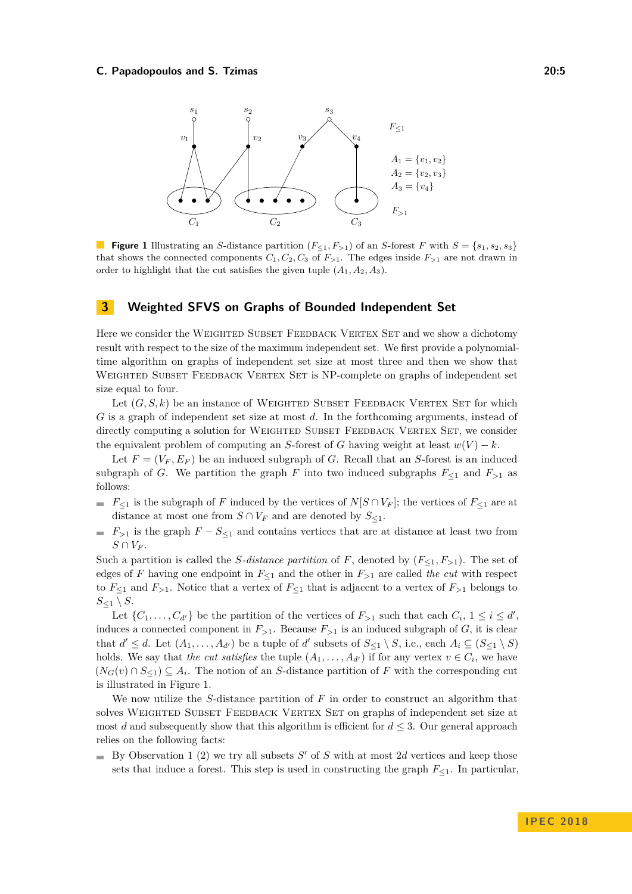**Figure 1** Illustrating an $S$-distance partition $(F_{\leq 1}, F_{>1})$ of an $S$-forest $F$ with $S = \{s_1, s_2, s_3\}$ that shows the connected components $C_1, C_2, C_3$ of $F_{>1}$. The edges inside $F_{>1}$ are not drawn in order to highlight that the cut satisfies the given tuple $(A_1, A_2, A_3)$.

## 3 Weighted SFVS on Graphs of Bounded Independent Set

Here we consider the Weighted Subset Feedback Vertex Set and we show a dichotomy result with respect to the size of the maximum independent set. We first provide a polynomial-time algorithm on graphs of independent set size at most three and then we show that Weighted Subset Feedback Vertex Set is NP-complete on graphs of independent set size equal to four.

Let $(G, S, k)$ be an instance of Weighted Subset Feedback Vertex Set for which $G$ is a graph of independent set size at most $d$. In the forthcoming arguments, instead of directly computing a solution for Weighted Subset Feedback Vertex Set, we consider the equivalent problem of computing an $S$-forest of $G$ having weight at least $w(V) - k$.

Let $F = (V_F, E_F)$ be an induced subgraph of $G$. Recall that an $S$-forest is an induced subgraph of $G$. We partition the graph $F$ into two induced subgraphs $F_{\leq 1}$ and $F_{>1}$ as follows:

- $F_{\leq 1}$ is the subgraph of $F$ induced by the vertices of $N[S \cap V_F]$; the vertices of $F_{\leq 1}$ are at distance at most one from $S \cap V_F$ and are denoted by $S_{\leq 1}$.
- $F_{>1}$ is the graph $F - S_{\leq 1}$ and contains vertices that are at distance at least two from $S \cap V_F$.

Such a partition is called the *$S$-distance partition* of $F$, denoted by $(F_{\leq 1}, F_{>1})$. The set of edges of $F$ having one endpoint in $F_{\leq 1}$ and the other in $F_{>1}$ are called *the cut* with respect to $F_{\leq 1}$ and $F_{>1}$. Notice that a vertex of $F_{\leq 1}$ that is adjacent to a vertex of $F_{>1}$ belongs to $S_{\leq 1} \setminus S$.

Let $\{C_1, \ldots, C_{d'}\}$ be the partition of the vertices of $F_{>1}$ such that each $C_i$, $1 \leq i \leq d'$, induces a connected component in $F_{>1}$. Because $F_{>1}$ is an induced subgraph of $G$, it is clear that $d' \leq d$. Let $(A_1, \ldots, A_{d'})$ be a tuple of $d'$ subsets of $S_{\leq 1} \setminus S$, i.e., each $A_i \subseteq (S_{\leq 1} \setminus S)$ holds. We say that *the cut satisfies* the tuple $(A_1, \ldots, A_{d'})$ if for any vertex $v \in C_i$, we have $(N_G(v) \cap S_{\leq 1}) \subseteq A_i$. The notion of an $S$-distance partition of $F$ with the corresponding cut is illustrated in Figure 1.

We now utilize the $S$-distance partition of $F$ in order to construct an algorithm that solves Weighted Subset Feedback Vertex Set on graphs of independent set size at most $d$ and subsequently show that this algorithm is efficient for $d \leq 3$. Our general approach relies on the following facts:

- By Observation 1 (2) we try all subsets $S'$ of $S$ with at most $2d$ vertices and keep those sets that induce a forest. This step is used in constructing the graph $F_{\leq 1}$. In particular,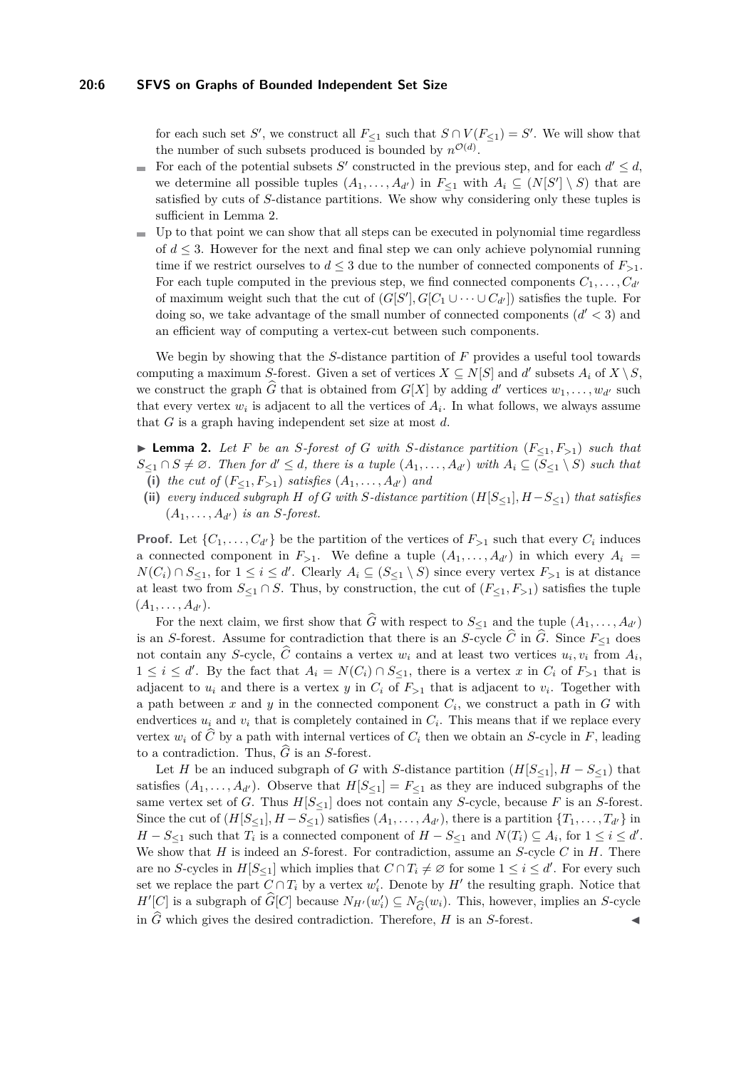for each such set $S'$, we construct all $F_{\leq 1}$ such that $S \cap V(F_{\leq 1}) = S'$. We will show that the number of such subsets produced is bounded by $n^{\mathcal{O}(d)}$.

- For each of the potential subsets $S'$ constructed in the previous step, and for each $d' \leq d$, we determine all possible tuples $(A_1, \ldots, A_{d'})$ in $F_{\leq 1}$ with $A_i \subseteq (N[S'] \setminus S)$ that are satisfied by cuts of $S$-distance partitions. We show why considering only these tuples is sufficient in Lemma 2.
- Up to that point we can show that all steps can be executed in polynomial time regardless of $d \leq 3$. However for the next and final step we can only achieve polynomial running time if we restrict ourselves to $d \leq 3$ due to the number of connected components of $F_{>1}$. For each tuple computed in the previous step, we find connected components $C_1, \ldots, C_{d'}$ of maximum weight such that the cut of $(G[S'], G[C_1 \cup \cdots \cup C_{d'}])$ satisfies the tuple. For doing so, we take advantage of the small number of connected components ($d' < 3$) and an efficient way of computing a vertex-cut between such components.

We begin by showing that the $S$-distance partition of $F$ provides a useful tool towards computing a maximum $S$-forest. Given a set of vertices $X \subseteq N[S]$ and $d'$ subsets $A_i$ of $X \setminus S$, we construct the graph $\widehat{G}$ that is obtained from $G[X]$ by adding $d'$ vertices $w_1, \ldots, w_{d'}$ such that every vertex $w_i$ is adjacent to all the vertices of $A_i$. In what follows, we always assume that $G$ is a graph having independent set size at most $d$.

▶ **Lemma 2.** *Let $F$ be an $S$-forest of $G$ with $S$-distance partition $(F_{\leq 1}, F_{>1})$ such that $S_{\leq 1} \cap S \neq \varnothing$. Then for $d' \leq d$, there is a tuple $(A_1, \ldots, A_{d'})$ with $A_i \subseteq (S_{\leq 1} \setminus S)$ such that*
**(i)** *the cut of $(F_{\leq 1}, F_{>1})$ satisfies $(A_1, \ldots, A_{d'})$ and*
**(ii)** *every induced subgraph $H$ of $G$ with $S$-distance partition $(H[S_{\leq 1}], H - S_{\leq 1})$ that satisfies $(A_1, \ldots, A_{d'})$ is an $S$-forest.*

**Proof.** Let $\{C_1, \ldots, C_{d'}\}$ be the partition of the vertices of $F_{>1}$ such that every $C_i$ induces a connected component in $F_{>1}$. We define a tuple $(A_1, \ldots, A_{d'})$ in which every $A_i = N(C_i) \cap S_{\leq 1}$, for $1 \leq i \leq d'$. Clearly $A_i \subseteq (S_{\leq 1} \setminus S)$ since every vertex $F_{>1}$ is at distance at least two from $S_{\leq 1} \cap S$. Thus, by construction, the cut of $(F_{\leq 1}, F_{>1})$ satisfies the tuple $(A_1, \ldots, A_{d'})$.

For the next claim, we first show that $\widehat{G}$ with respect to $S_{\leq 1}$ and the tuple $(A_1, \ldots, A_{d'})$ is an $S$-forest. Assume for contradiction that there is an $S$-cycle $\widehat{C}$ in $\widehat{G}$. Since $F_{\leq 1}$ does not contain any $S$-cycle, $\widehat{C}$ contains a vertex $w_i$ and at least two vertices $u_i, v_i$ from $A_i$, $1 \leq i \leq d'$. By the fact that $A_i = N(C_i) \cap S_{\leq 1}$, there is a vertex $x$ in $C_i$ of $F_{>1}$ that is adjacent to $u_i$ and there is a vertex $y$ in $C_i$ of $F_{>1}$ that is adjacent to $v_i$. Together with a path between $x$ and $y$ in the connected component $C_i$, we construct a path in $G$ with endvertices $u_i$ and $v_i$ that is completely contained in $C_i$. This means that if we replace every vertex $w_i$ of $\widehat{C}$ by a path with internal vertices of $C_i$ then we obtain an $S$-cycle in $F$, leading to a contradiction. Thus, $\widehat{G}$ is an $S$-forest.

Let $H$ be an induced subgraph of $G$ with $S$-distance partition $(H[S_{\leq 1}], H - S_{\leq 1})$ that satisfies $(A_1, \ldots, A_{d'})$. Observe that $H[S_{\leq 1}] = F_{\leq 1}$ as they are induced subgraphs of the same vertex set of $G$. Thus $H[S_{\leq 1}]$ does not contain any $S$-cycle, because $F$ is an $S$-forest. Since the cut of $(H[S_{\leq 1}], H - S_{\leq 1})$ satisfies $(A_1, \ldots, A_{d'})$, there is a partition $\{T_1, \ldots, T_{d'}\}$ in $H - S_{\leq 1}$ such that $T_i$ is a connected component of $H - S_{\leq 1}$ and $N(T_i) \subseteq A_i$, for $1 \leq i \leq d'$. We show that $H$ is indeed an $S$-forest. For contradiction, assume an $S$-cycle $C$ in $H$. There are no $S$-cycles in $H[S_{\leq 1}]$ which implies that $C \cap T_i \neq \varnothing$ for some $1 \leq i \leq d'$. For every such set we replace the part $C \cap T_i$ by a vertex $w'_i$. Denote by $H'$ the resulting graph. Notice that $H'[C]$ is a subgraph of $\widehat{G}[C]$ because $N_{H'}(w'_i) \subseteq N_{\widehat{G}}(w_i)$. This, however, implies an $S$-cycle in $\widehat{G}$ which gives the desired contradiction. Therefore, $H$ is an $S$-forest. ◀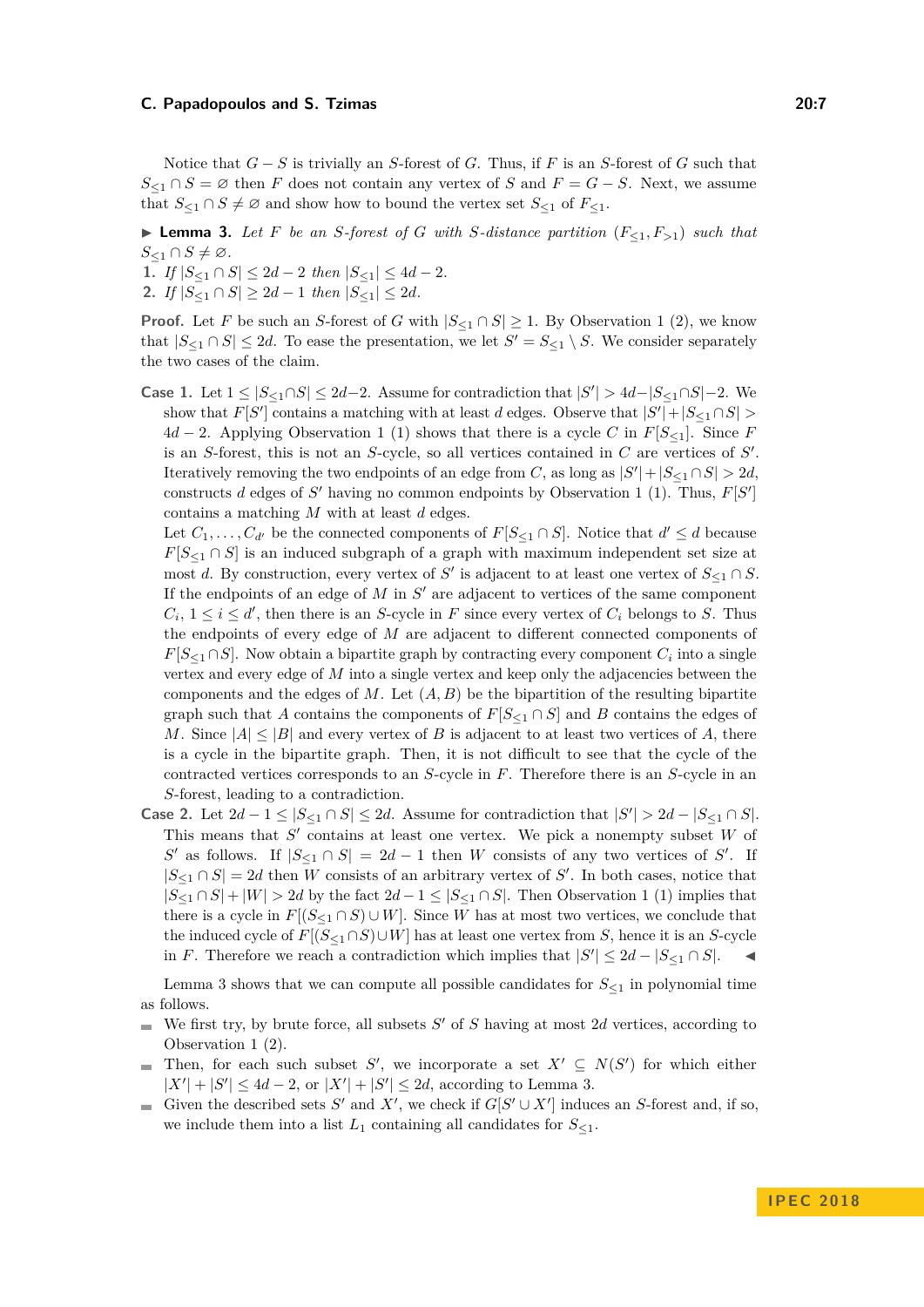Notice that $G - S$ is trivially an $S$-forest of $G$. Thus, if $F$ is an $S$-forest of $G$ such that $S_{\leq 1} \cap S = \varnothing$ then $F$ does not contain any vertex of $S$ and $F = G - S$. Next, we assume that $S_{\leq 1} \cap S \neq \varnothing$ and show how to bound the vertex set $S_{\leq 1}$ of $F_{\leq 1}$.

▶ **Lemma 3.** *Let $F$ be an $S$-forest of $G$ with $S$-distance partition $(F_{\leq 1}, F_{>1})$ such that $S_{\leq 1} \cap S \neq \varnothing$.*

1. *If $|S_{\leq 1} \cap S| \leq 2d - 2$ then $|S_{\leq 1}| \leq 4d - 2$.*
2. *If $|S_{\leq 1} \cap S| \geq 2d - 1$ then $|S_{\leq 1}| \leq 2d$.*

**Proof.** Let $F$ be such an $S$-forest of $G$ with $|S_{\leq 1} \cap S| \geq 1$. By Observation 1 (2), we know that $|S_{\leq 1} \cap S| \leq 2d$. To ease the presentation, we let $S' = S_{\leq 1} \setminus S$. We consider separately the two cases of the claim.

**Case 1.** Let $1 \leq |S_{\leq 1} \cap S| \leq 2d-2$. Assume for contradiction that $|S'| > 4d - |S_{\leq 1} \cap S| - 2$. We show that $F[S']$ contains a matching with at least $d$ edges. Observe that $|S'| + |S_{\leq 1} \cap S| > 4d - 2$. Applying Observation 1 (1) shows that there is a cycle $C$ in $F[S_{\leq 1}]$. Since $F$ is an $S$-forest, this is not an $S$-cycle, so all vertices contained in $C$ are vertices of $S'$. Iteratively removing the two endpoints of an edge from $C$, as long as $|S'| + |S_{\leq 1} \cap S| > 2d$, constructs $d$ edges of $S'$ having no common endpoints by Observation 1 (1). Thus, $F[S']$ contains a matching $M$ with at least $d$ edges.
Let $C_1, \ldots, C_{d'}$ be the connected components of $F[S_{\leq 1} \cap S]$. Notice that $d' \leq d$ because $F[S_{\leq 1} \cap S]$ is an induced subgraph of a graph with maximum independent set size at most $d$. By construction, every vertex of $S'$ is adjacent to at least one vertex of $S_{\leq 1} \cap S$. If the endpoints of an edge of $M$ in $S'$ are adjacent to vertices of the same component $C_i$, $1 \leq i \leq d'$, then there is an $S$-cycle in $F$ since every vertex of $C_i$ belongs to $S$. Thus the endpoints of every edge of $M$ are adjacent to different connected components of $F[S_{\leq 1} \cap S]$. Now obtain a bipartite graph by contracting every component $C_i$ into a single vertex and every edge of $M$ into a single vertex and keep only the adjacencies between the components and the edges of $M$. Let $(A, B)$ be the bipartition of the resulting bipartite graph such that $A$ contains the components of $F[S_{\leq 1} \cap S]$ and $B$ contains the edges of $M$. Since $|A| \leq |B|$ and every vertex of $B$ is adjacent to at least two vertices of $A$, there is a cycle in the bipartite graph. Then, it is not difficult to see that the cycle of the contracted vertices corresponds to an $S$-cycle in $F$. Therefore there is an $S$-cycle in an $S$-forest, leading to a contradiction.

**Case 2.** Let $2d - 1 \leq |S_{\leq 1} \cap S| \leq 2d$. Assume for contradiction that $|S'| > 2d - |S_{\leq 1} \cap S|$. This means that $S'$ contains at least one vertex. We pick a nonempty subset $W$ of $S'$ as follows. If $|S_{\leq 1} \cap S| = 2d - 1$ then $W$ consists of any two vertices of $S'$. If $|S_{\leq 1} \cap S| = 2d$ then $W$ consists of an arbitrary vertex of $S'$. In both cases, notice that $|S_{\leq 1} \cap S| + |W| > 2d$ by the fact $2d - 1 \leq |S_{\leq 1} \cap S|$. Then Observation 1 (1) implies that there is a cycle in $F[(S_{\leq 1} \cap S) \cup W]$. Since $W$ has at most two vertices, we conclude that the induced cycle of $F[(S_{\leq 1} \cap S) \cup W]$ has at least one vertex from $S$, hence it is an $S$-cycle in $F$. Therefore we reach a contradiction which implies that $|S'| \leq 2d - |S_{\leq 1} \cap S|$. ◀

Lemma 3 shows that we can compute all possible candidates for $S_{\leq 1}$ in polynomial time as follows.

- We first try, by brute force, all subsets $S'$ of $S$ having at most $2d$ vertices, according to Observation 1 (2).
- Then, for each such subset $S'$, we incorporate a set $X' \subseteq N(S')$ for which either $|X'| + |S'| \leq 4d - 2$, or $|X'| + |S'| \leq 2d$, according to Lemma 3.
- Given the described sets $S'$ and $X'$, we check if $G[S' \cup X']$ induces an $S$-forest and, if so, we include them into a list $L_1$ containing all candidates for $S_{\leq 1}$.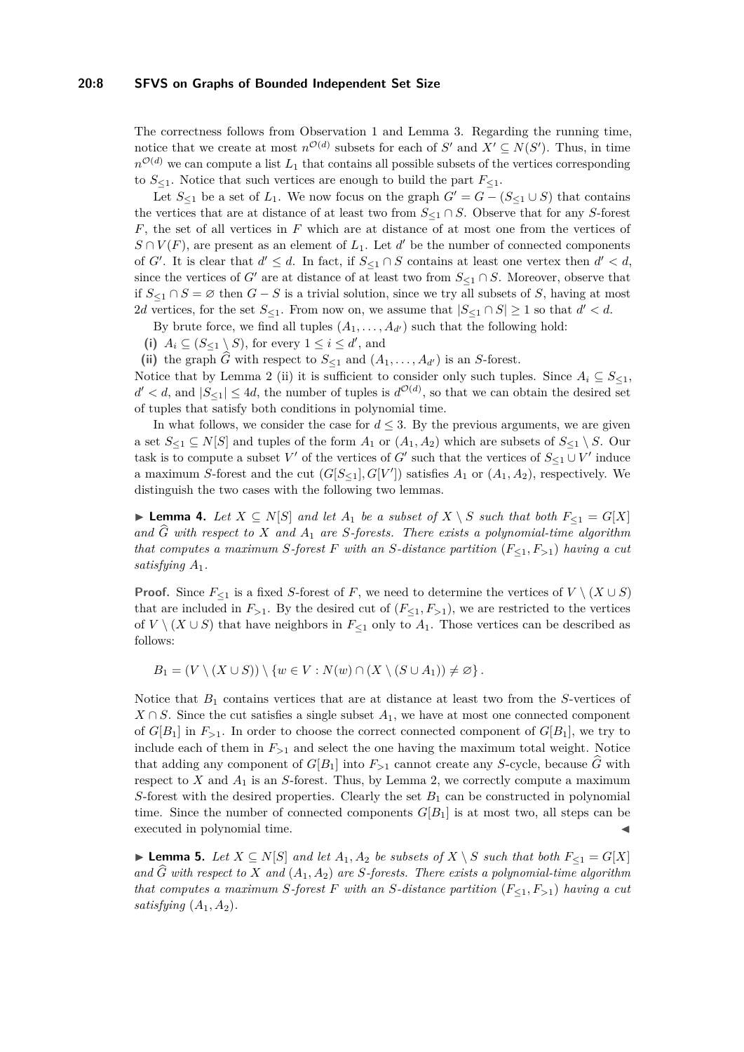The correctness follows from Observation 1 and Lemma 3. Regarding the running time, notice that we create at most $n^{\mathcal{O}(d)}$ subsets for each of $S'$ and $X' \subseteq N(S')$. Thus, in time $n^{\mathcal{O}(d)}$ we can compute a list $L_1$ that contains all possible subsets of the vertices corresponding to $S_{\leq 1}$. Notice that such vertices are enough to build the part $F_{\leq 1}$.

Let $S_{\leq 1}$ be a set of $L_1$. We now focus on the graph $G' = G - (S_{\leq 1} \cup S)$ that contains the vertices that are at distance of at least two from $S_{\leq 1} \cap S$. Observe that for any $S$-forest $F$, the set of all vertices in $F$ which are at distance of at most one from the vertices of $S \cap V(F)$, are present as an element of $L_1$. Let $d'$ be the number of connected components of $G'$. It is clear that $d' \leq d$. In fact, if $S_{\leq 1} \cap S$ contains at least one vertex then $d' < d$, since the vertices of $G'$ are at distance of at least two from $S_{\leq 1} \cap S$. Moreover, observe that if $S_{\leq 1} \cap S = \varnothing$ then $G - S$ is a trivial solution, since we try all subsets of $S$, having at most $2d$ vertices, for the set $S_{\leq 1}$. From now on, we assume that $|S_{\leq 1} \cap S| \geq 1$ so that $d' < d$.

By brute force, we find all tuples $(A_1, \ldots, A_{d'})$ such that the following hold:

**(i)** $A_i \subseteq (S_{\leq 1} \setminus S)$, for every $1 \leq i \leq d'$, and

**(ii)** the graph $\widehat{G}$ with respect to $S_{\leq 1}$ and $(A_1, \ldots, A_{d'})$ is an $S$-forest.

Notice that by Lemma 2 (ii) it is sufficient to consider only such tuples. Since $A_i \subseteq S_{\leq 1}$, $d' < d$, and $|S_{\leq 1}| \leq 4d$, the number of tuples is $d^{\mathcal{O}(d)}$, so that we can obtain the desired set of tuples that satisfy both conditions in polynomial time.

In what follows, we consider the case for $d \leq 3$. By the previous arguments, we are given a set $S_{\leq 1} \subseteq N[S]$ and tuples of the form $A_1$ or $(A_1, A_2)$ which are subsets of $S_{\leq 1} \setminus S$. Our task is to compute a subset $V'$ of the vertices of $G'$ such that the vertices of $S_{\leq 1} \cup V'$ induce a maximum $S$-forest and the cut $(G[S_{\leq 1}], G[V'])$ satisfies $A_1$ or $(A_1, A_2)$, respectively. We distinguish the two cases with the following two lemmas.

▶ **Lemma 4.** *Let $X \subseteq N[S]$ and let $A_1$ be a subset of $X \setminus S$ such that both $F_{\leq 1} = G[X]$ and $\widehat{G}$ with respect to $X$ and $A_1$ are $S$-forests. There exists a polynomial-time algorithm that computes a maximum $S$-forest $F$ with an $S$-distance partition $(F_{\leq 1}, F_{>1})$ having a cut satisfying $A_1$.*

**Proof.** Since $F_{\leq 1}$ is a fixed $S$-forest of $F$, we need to determine the vertices of $V \setminus (X \cup S)$ that are included in $F_{>1}$. By the desired cut of $(F_{\leq 1}, F_{>1})$, we are restricted to the vertices of $V \setminus (X \cup S)$ that have neighbors in $F_{\leq 1}$ only to $A_1$. Those vertices can be described as follows:

$$B_1 = (V \setminus (X \cup S)) \setminus \{w \in V : N(w) \cap (X \setminus (S \cup A_1)) \neq \varnothing\}.$$

Notice that $B_1$ contains vertices that are at distance at least two from the $S$-vertices of $X \cap S$. Since the cut satisfies a single subset $A_1$, we have at most one connected component of $G[B_1]$ in $F_{>1}$. In order to choose the correct connected component of $G[B_1]$, we try to include each of them in $F_{>1}$ and select the one having the maximum total weight. Notice that adding any component of $G[B_1]$ into $F_{>1}$ cannot create any $S$-cycle, because $\widehat{G}$ with respect to $X$ and $A_1$ is an $S$-forest. Thus, by Lemma 2, we correctly compute a maximum $S$-forest with the desired properties. Clearly the set $B_1$ can be constructed in polynomial time. Since the number of connected components $G[B_1]$ is at most two, all steps can be executed in polynomial time. ◀

▶ **Lemma 5.** *Let $X \subseteq N[S]$ and let $A_1, A_2$ be subsets of $X \setminus S$ such that both $F_{\leq 1} = G[X]$ and $\widehat{G}$ with respect to $X$ and $(A_1, A_2)$ are $S$-forests. There exists a polynomial-time algorithm that computes a maximum $S$-forest $F$ with an $S$-distance partition $(F_{\leq 1}, F_{>1})$ having a cut satisfying $(A_1, A_2)$.*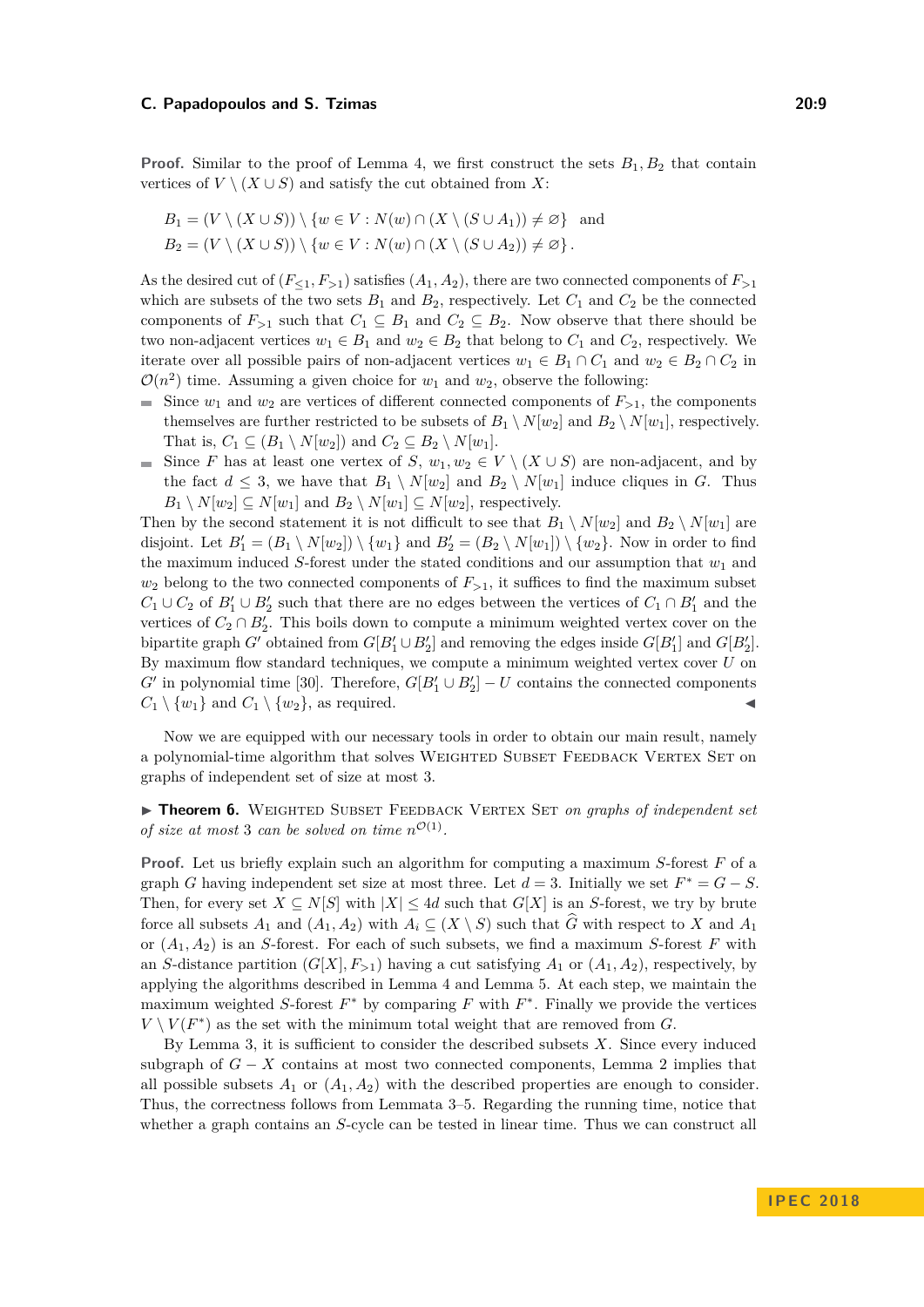**Proof.** Similar to the proof of Lemma 4, we first construct the sets $B_1, B_2$ that contain vertices of $V \setminus (X \cup S)$ and satisfy the cut obtained from $X$:

$$B_1 = (V \setminus (X \cup S)) \setminus \{w \in V : N(w) \cap (X \setminus (S \cup A_1)) \neq \varnothing\} \quad \text{and}$$
$$B_2 = (V \setminus (X \cup S)) \setminus \{w \in V : N(w) \cap (X \setminus (S \cup A_2)) \neq \varnothing\}.$$

As the desired cut of $(F_{\leq 1}, F_{>1})$ satisfies $(A_1, A_2)$, there are two connected components of $F_{>1}$ which are subsets of the two sets $B_1$ and $B_2$, respectively. Let $C_1 \subseteq B_1$ and $C_2 \subseteq B_2$ be the connected components of $F_{>1}$ such that $C_1 \subseteq B_1$ and $C_2 \subseteq B_2$. Now observe that there should be two non-adjacent vertices $w_1 \in B_1$ and $w_2 \in B_2$ that belong to $C_1$ and $C_2$, respectively. We iterate over all possible pairs of non-adjacent vertices $w_1 \in B_1 \cap C_1$ and $w_2 \in B_2 \cap C_2$ in $\mathcal{O}(n^2)$ time. Assuming a given choice for $w_1$ and $w_2$, observe the following:

- Since $w_1$ and $w_2$ are vertices of different connected components of $F_{>1}$, the components themselves are further restricted to be subsets of $B_1 \setminus N[w_2]$ and $B_2 \setminus N[w_1]$, respectively. That is, $C_1 \subseteq (B_1 \setminus N[w_2])$ and $C_2 \subseteq B_2 \setminus N[w_1]$.
- Since $F$ has at least one vertex of $S$, $w_1, w_2 \in V \setminus (X \cup S)$ are non-adjacent, and by the fact $d \leq 3$, we have that $B_1 \setminus N[w_2]$ and $B_2 \setminus N[w_1]$ induce cliques in $G$. Thus $B_1 \setminus N[w_2] \subseteq N[w_1]$ and $B_2 \setminus N[w_1] \subseteq N[w_2]$, respectively.

Then by the second statement it is not difficult to see that $B_1 \setminus N[w_2]$ and $B_2 \setminus N[w_1]$ are disjoint. Let $B_1' = (B_1 \setminus N[w_2]) \setminus \{w_1\}$ and $B_2' = (B_2 \setminus N[w_1]) \setminus \{w_2\}$. Now in order to find the maximum induced $S$-forest under the stated conditions and our assumption that $w_1$ and $w_2$ belong to the two connected components of $F_{>1}$, it suffices to find the maximum subset $C_1 \cup C_2$ of $B_1' \cup B_2'$ such that there are no edges between the vertices of $C_1 \cap B_1'$ and the vertices of $C_2 \cap B_2'$. This boils down to compute a minimum weighted vertex cover on the bipartite graph $G'$ obtained from $G[B_1' \cup B_2']$ and removing the edges inside $G[B_1']$ and $G[B_2']$. By maximum flow standard techniques, we compute a minimum weighted vertex cover $U$ on $G'$ in polynomial time [30]. Therefore, $G[B_1' \cup B_2'] - U$ contains the connected components $C_1 \setminus \{w_1\}$ and $C_1 \setminus \{w_2\}$, as required. ◀

Now we are equipped with our necessary tools in order to obtain our main result, namely a polynomial-time algorithm that solves Weighted Subset Feedback Vertex Set on graphs of independent set of size at most 3.

▶ **Theorem 6.** Weighted Subset Feedback Vertex Set *on graphs of independent set of size at most* 3 *can be solved on time* $n^{\mathcal{O}(1)}$.

**Proof.** Let us briefly explain such an algorithm for computing a maximum $S$-forest $F$ of a graph $G$ having independent set size at most three. Let $d = 3$. Initially we set $F^* = G - S$. Then, for every set $X \subseteq N[S]$ with $|X| \leq 4d$ such that $G[X]$ is an $S$-forest, we try by brute force all subsets $A_1$ and $(A_1, A_2)$ with $A_i \subseteq (X \setminus S)$ such that $\widehat{G}$ with respect to $X$ and $A_1$ or $(A_1, A_2)$ is an $S$-forest. For each of such subsets, we find a maximum $S$-forest $F$ with an $S$-distance partition $(G[X], F_{>1})$ having a cut satisfying $A_1$ or $(A_1, A_2)$, respectively, by applying the algorithms described in Lemma 4 and Lemma 5. At each step, we maintain the maximum weighted $S$-forest $F^*$ by comparing $F$ with $F^*$. Finally we provide the vertices $V \setminus V(F^*)$ as the set with the minimum total weight that are removed from $G$.

By Lemma 3, it is sufficient to consider the described subsets $X$. Since every induced subgraph of $G - X$ contains at most two connected components, Lemma 2 implies that all possible subsets $A_1$ or $(A_1, A_2)$ with the described properties are enough to consider. Thus, the correctness follows from Lemmata 3–5. Regarding the running time, notice that whether a graph contains an $S$-cycle can be tested in linear time. Thus we can construct all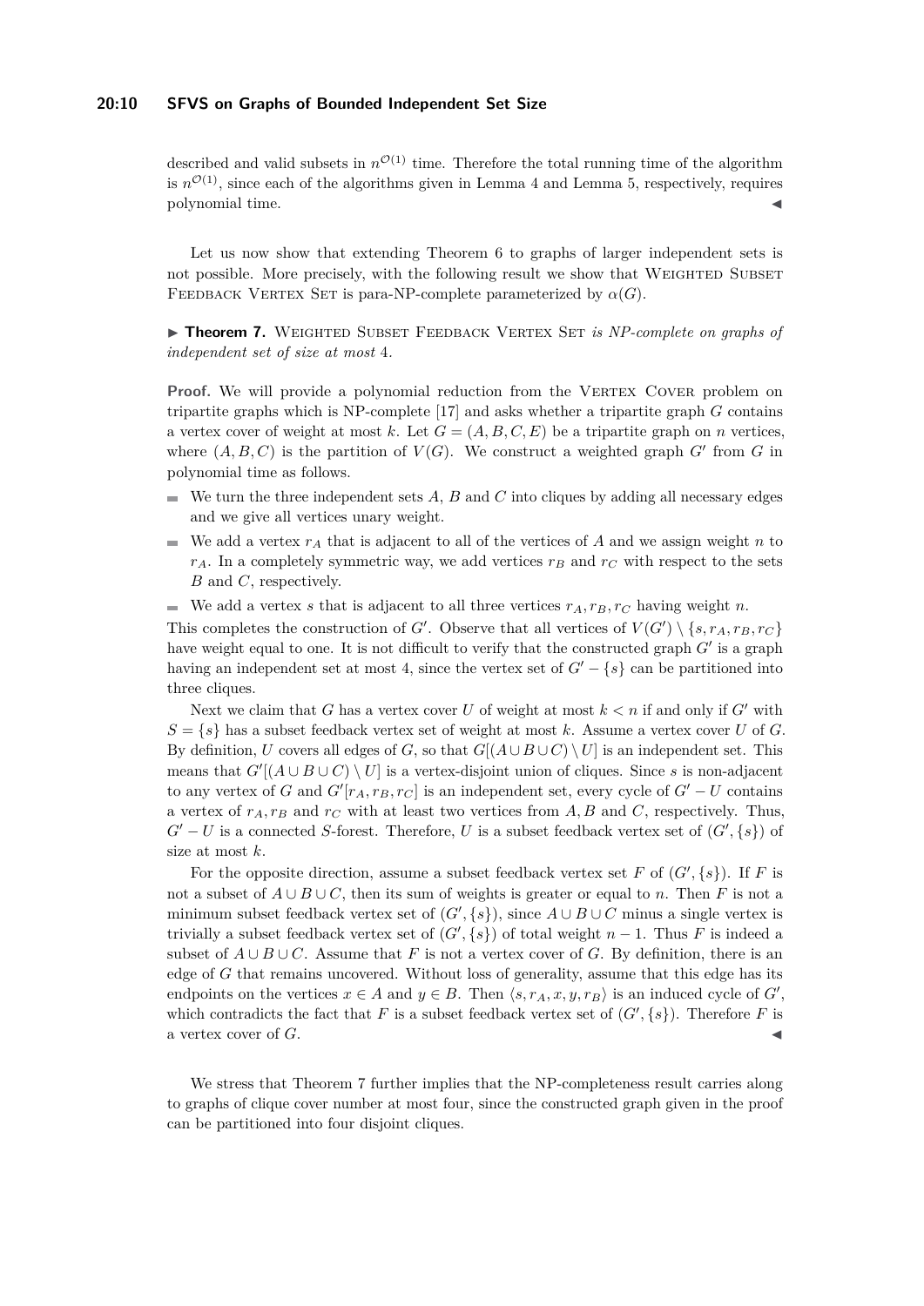described and valid subsets in $n^{\mathcal{O}(1)}$ time. Therefore the total running time of the algorithm is $n^{\mathcal{O}(1)}$, since each of the algorithms given in Lemma 4 and Lemma 5, respectively, requires polynomial time. ◂

Let us now show that extending Theorem 6 to graphs of larger independent sets is not possible. More precisely, with the following result we show that Weighted Subset Feedback Vertex Set is para-NP-complete parameterized by $\alpha(G)$.

▶ **Theorem 7.** *Weighted Subset Feedback Vertex Set is NP-complete on graphs of independent set of size at most 4.*

**Proof.** We will provide a polynomial reduction from the Vertex Cover problem on tripartite graphs which is NP-complete [17] and asks whether a tripartite graph $G$ contains a vertex cover of weight at most $k$. Let $G = (A, B, C, E)$ be a tripartite graph on $n$ vertices, where $(A, B, C)$ is the partition of $V(G)$. We construct a weighted graph $G'$ from $G$ in polynomial time as follows.

- We turn the three independent sets $A$, $B$ and $C$ into cliques by adding all necessary edges and we give all vertices unary weight.
- We add a vertex $r_A$ that is adjacent to all of the vertices of $A$ and we assign weight $n$ to $r_A$. In a completely symmetric way, we add vertices $r_B$ and $r_C$ with respect to the sets $B$ and $C$, respectively.
- We add a vertex $s$ that is adjacent to all three vertices $r_A, r_B, r_C$ having weight $n$.

This completes the construction of $G'$. Observe that all vertices of $V(G') \setminus \{s, r_A, r_B, r_C\}$ have weight equal to one. It is not difficult to verify that the constructed graph $G'$ is a graph having an independent set at most 4, since the vertex set of $G' - \{s\}$ can be partitioned into three cliques.

Next we claim that $G$ has a vertex cover $U$ of weight at most $k < n$ if and only if $G'$ with $S = \{s\}$ has a subset feedback vertex set of weight at most $k$. Assume a vertex cover $U$ of $G$. By definition, $U$ covers all edges of $G$, so that $G[(A \cup B \cup C) \setminus U]$ is an independent set. This means that $G'[(A \cup B \cup C) \setminus U]$ is a vertex-disjoint union of cliques. Since $s$ is non-adjacent to any vertex of $G$ and $G'[r_A, r_B, r_C]$ is an independent set, every cycle of $G' - U$ contains a vertex of $r_A, r_B$ and $r_C$ with at least two vertices from $A, B$ and $C$, respectively. Thus, $G' - U$ is a connected $S$-forest. Therefore, $U$ is a subset feedback vertex set of $(G', \{s\})$ of size at most $k$.

For the opposite direction, assume a subset feedback vertex set $F$ of $(G', \{s\})$. If $F$ is not a subset of $A \cup B \cup C$, then its sum of weights is greater or equal to $n$. Then $F$ is not a minimum subset feedback vertex set of $(G', \{s\})$, since $A \cup B \cup C$ minus a single vertex is trivially a subset feedback vertex set of $(G', \{s\})$ of total weight $n - 1$. Thus $F$ is indeed a subset of $A \cup B \cup C$. Assume that $F$ is not a vertex cover of $G$. By definition, there is an edge of $G$ that remains uncovered. Without loss of generality, assume that this edge has its endpoints on the vertices $x \in A$ and $y \in B$. Then $\langle s, r_A, x, y, r_B \rangle$ is an induced cycle of $G'$, which contradicts the fact that $F$ is a subset feedback vertex set of $(G', \{s\})$. Therefore $F$ is a vertex cover of $G$. ◂

We stress that Theorem 7 further implies that the NP-completeness result carries along to graphs of clique cover number at most four, since the constructed graph given in the proof can be partitioned into four disjoint cliques.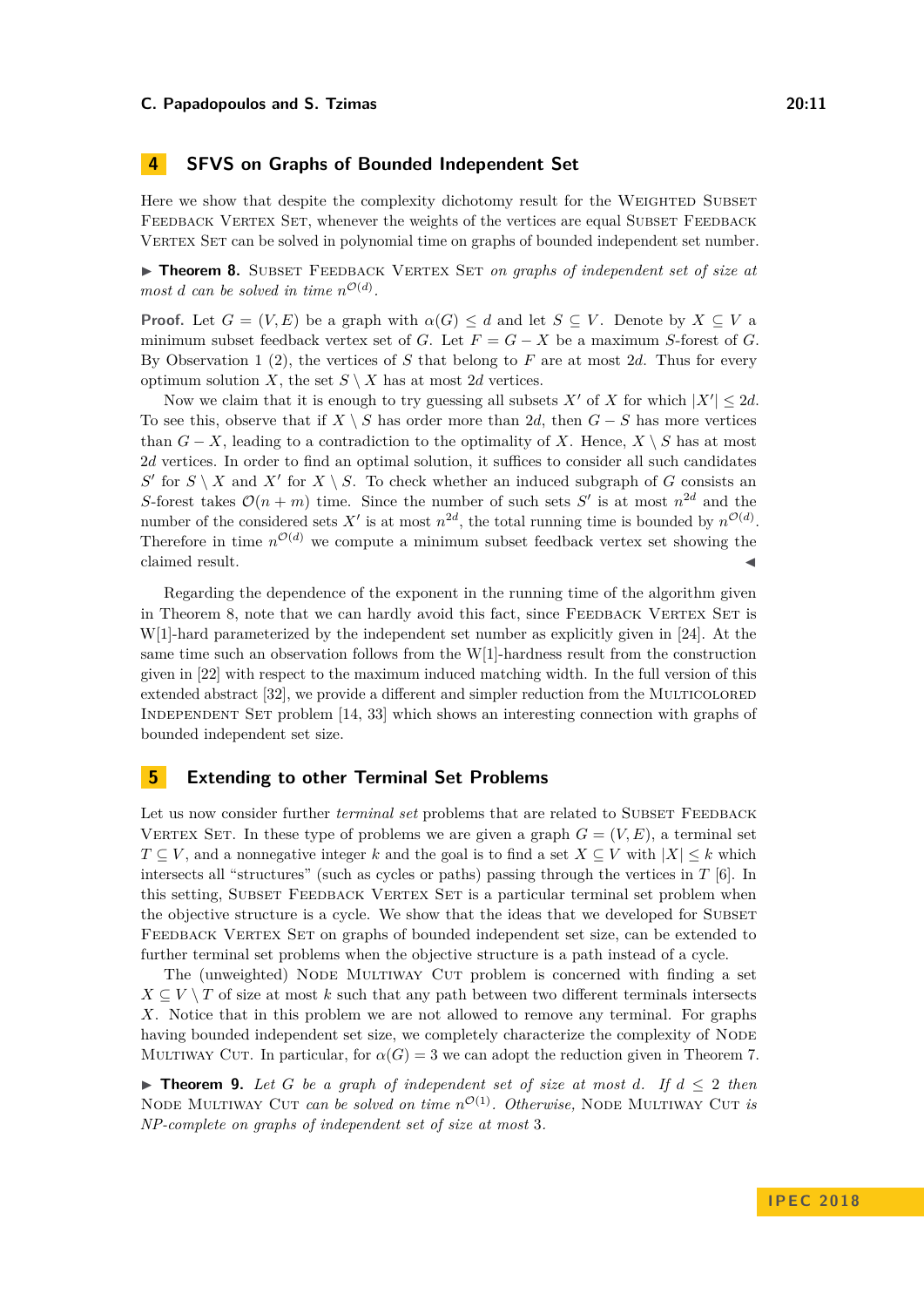## 4 SFVS on Graphs of Bounded Independent Set

Here we show that despite the complexity dichotomy result for the Weighted Subset Feedback Vertex Set, whenever the weights of the vertices are equal Subset Feedback Vertex Set can be solved in polynomial time on graphs of bounded independent set number.

▶ **Theorem 8.** Subset Feedback Vertex Set *on graphs of independent set of size at most $d$ can be solved in time $n^{\mathcal{O}(d)}$.*

**Proof.** Let $G = (V, E)$ be a graph with $\alpha(G) \leq d$ and let $S \subseteq V$. Denote by $X \subseteq V$ a minimum subset feedback vertex set of $G$. Let $F = G - X$ be a maximum $S$-forest of $G$. By Observation 1 (2), the vertices of $S$ that belong to $F$ are at most $2d$. Thus for every optimum solution $X$, the set $S \setminus X$ has at most $2d$ vertices.

Now we claim that it is enough to try guessing all subsets $X'$ of $X$ for which $|X'| \leq 2d$. To see this, observe that if $X \setminus S$ has order more than $2d$, then $G - S$ has more vertices than $G - X$, leading to a contradiction to the optimality of $X$. Hence, $X \setminus S$ has at most $2d$ vertices. In order to find an optimal solution, it suffices to consider all such candidates $S'$ for $S \setminus X$ and $X'$ for $X \setminus S$. To check whether an induced subgraph of $G$ consists an $S$-forest takes $\mathcal{O}(n + m)$ time. Since the number of such sets $S'$ is at most $n^{2d}$ and the number of the considered sets $X'$ is at most $n^{2d}$, the total running time is bounded by $n^{\mathcal{O}(d)}$. Therefore in time $n^{\mathcal{O}(d)}$ we compute a minimum subset feedback vertex set showing the claimed result. ◀

Regarding the dependence of the exponent in the running time of the algorithm given in Theorem 8, note that we can hardly avoid this fact, since Feedback Vertex Set is W[1]-hard parameterized by the independent set number as explicitly given in [24]. At the same time such an observation follows from the W[1]-hardness result from the construction given in [22] with respect to the maximum induced matching width. In the full version of this extended abstract [32], we provide a different and simpler reduction from the Multicolored Independent Set problem [14, 33] which shows an interesting connection with graphs of bounded independent set size.

## 5 Extending to other Terminal Set Problems

Let us now consider further *terminal set* problems that are related to Subset Feedback Vertex Set. In these type of problems we are given a graph $G = (V, E)$, a terminal set $T \subseteq V$, and a nonnegative integer $k$ and the goal is to find a set $X \subseteq V$ with $|X| \leq k$ which intersects all "structures" (such as cycles or paths) passing through the vertices in $T$ [6]. In this setting, Subset Feedback Vertex Set is a particular terminal set problem when the objective structure is a cycle. We show that the ideas that we developed for Subset Feedback Vertex Set on graphs of bounded independent set size, can be extended to further terminal set problems when the objective structure is a path instead of a cycle.

The (unweighted) Node Multiway Cut problem is concerned with finding a set $X \subseteq V \setminus T$ of size at most $k$ such that any path between two different terminals intersects $X$. Notice that in this problem we are not allowed to remove any terminal. For graphs having bounded independent set size, we completely characterize the complexity of Node Multiway Cut. In particular, for $\alpha(G) = 3$ we can adopt the reduction given in Theorem 7.

▶ **Theorem 9.** *Let $G$ be a graph of independent set of size at most $d$. If $d \leq 2$ then* Node Multiway Cut *can be solved on time $n^{\mathcal{O}(1)}$. Otherwise,* Node Multiway Cut *is NP-complete on graphs of independent set of size at most 3.*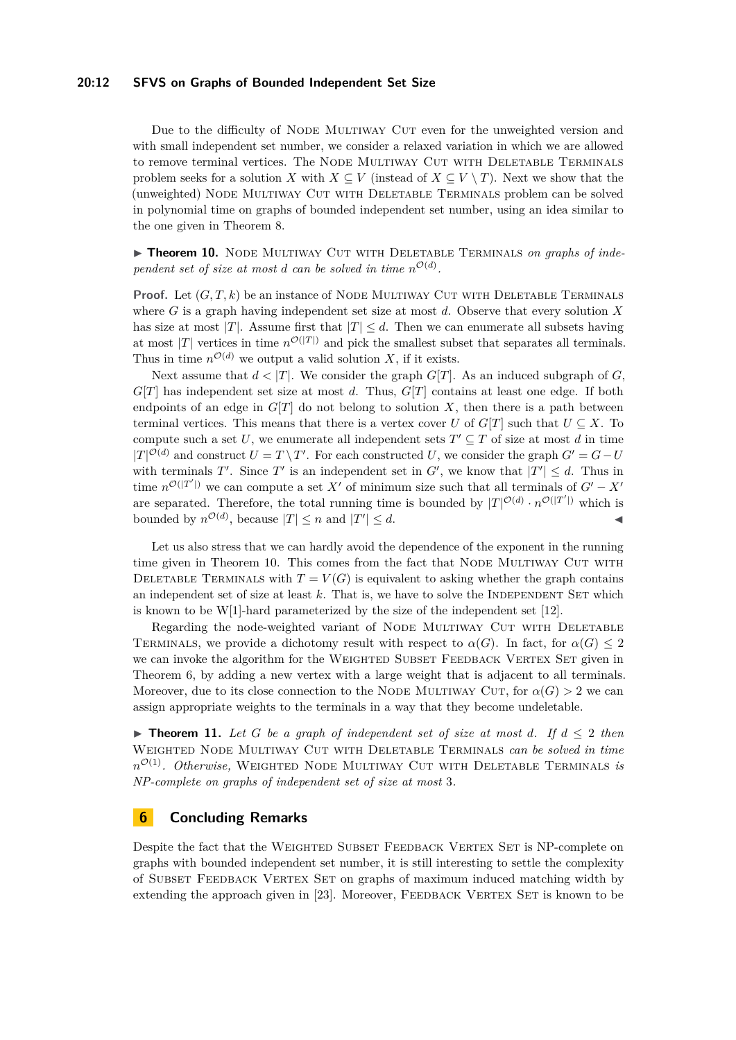Due to the difficulty of Node Multiway Cut even for the unweighted version and with small independent set number, we consider a relaxed variation in which we are allowed to remove terminal vertices. The Node Multiway Cut with Deletable Terminals problem seeks for a solution $X$ with $X \subseteq V$ (instead of $X \subseteq V \setminus T$). Next we show that the (unweighted) Node Multiway Cut with Deletable Terminals problem can be solved in polynomial time on graphs of bounded independent set number, using an idea similar to the one given in Theorem 8.

▶ **Theorem 10.** Node Multiway Cut with Deletable Terminals *on graphs of independent set of size at most $d$ can be solved in time $n^{\mathcal{O}(d)}$.*

**Proof.** Let $(G, T, k)$ be an instance of Node Multiway Cut with Deletable Terminals where $G$ is a graph having independent set size at most $d$. Observe that every solution $X$ has size at most $|T|$. Assume first that $|T| \leq d$. Then we can enumerate all subsets having at most $|T|$ vertices in time $n^{\mathcal{O}(|T|)}$ and pick the smallest subset that separates all terminals. Thus in time $n^{\mathcal{O}(d)}$ we output a valid solution $X$, if it exists.

Next assume that $d < |T|$. We consider the graph $G[T]$. As an induced subgraph of $G$, $G[T]$ has independent set size at most $d$. Thus, $G[T]$ contains at least one edge. If both endpoints of an edge in $G[T]$ do not belong to solution $X$, then there is a path between terminal vertices. This means that there is a vertex cover $U$ of $G[T]$ such that $U \subseteq X$. To compute such a set $U$, we enumerate all independent sets $T' \subseteq T$ of size at most $d$ in time $|T|^{\mathcal{O}(d)}$ and construct $U = T \setminus T'$. For each constructed $U$, we consider the graph $G' = G - U$ with terminals $T'$. Since $T'$ is an independent set in $G'$, we know that $|T'| \leq d$. Thus in time $n^{\mathcal{O}(|T'|)}$ we can compute a set $X'$ of minimum size such that all terminals of $G' - X'$ are separated. Therefore, the total running time is bounded by $|T|^{\mathcal{O}(d)} \cdot n^{\mathcal{O}(|T'|)}$ which is bounded by $n^{\mathcal{O}(d)}$, because $|T| \leq n$ and $|T'| \leq d$. ◀

Let us also stress that we can hardly avoid the dependence of the exponent in the running time given in Theorem 10. This comes from the fact that Node Multiway Cut with Deletable Terminals with $T = V(G)$ is equivalent to asking whether the graph contains an independent set of size at least $k$. That is, we have to solve the Independent Set which is known to be W[1]-hard parameterized by the size of the independent set [12].

Regarding the node-weighted variant of Node Multiway Cut with Deletable Terminals, we provide a dichotomy result with respect to $\alpha(G)$. In fact, for $\alpha(G) \leq 2$ we can invoke the algorithm for the Weighted Subset Feedback Vertex Set given in Theorem 6, by adding a new vertex with a large weight that is adjacent to all terminals. Moreover, due to its close connection to the Node Multiway Cut, for $\alpha(G) > 2$ we can assign appropriate weights to the terminals in a way that they become undeletable.

▶ **Theorem 11.** *Let $G$ be a graph of independent set of size at most $d$. If $d \leq 2$ then* Weighted Node Multiway Cut with Deletable Terminals *can be solved in time $n^{\mathcal{O}(1)}$. Otherwise,* Weighted Node Multiway Cut with Deletable Terminals *is NP-complete on graphs of independent set of size at most 3.*

## 6 Concluding Remarks

Despite the fact that the Weighted Subset Feedback Vertex Set is NP-complete on graphs with bounded independent set number, it is still interesting to settle the complexity of Subset Feedback Vertex Set on graphs of maximum induced matching width by extending the approach given in [23]. Moreover, Feedback Vertex Set is known to be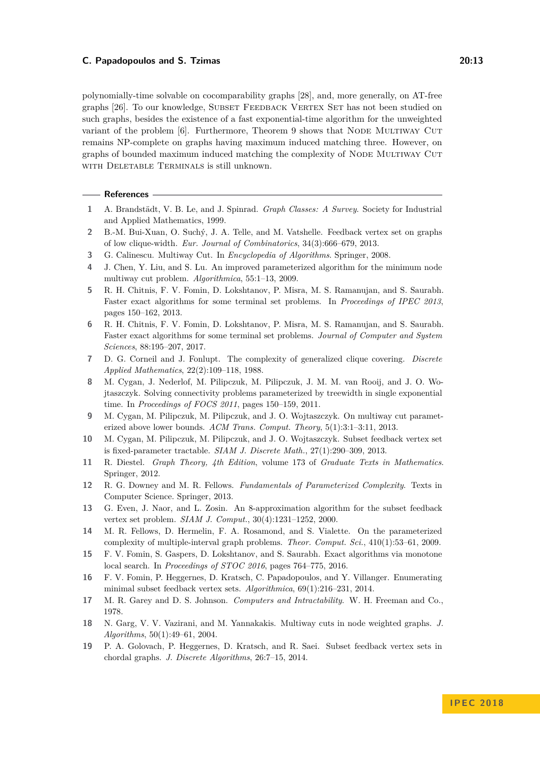polynomially-time solvable on cocomparability graphs [28], and, more generally, on AT-free graphs [26]. To our knowledge, Subset Feedback Vertex Set has not been studied on such graphs, besides the existence of a fast exponential-time algorithm for the unweighted variant of the problem [6]. Furthermore, Theorem 9 shows that Node Multiway Cut remains NP-complete on graphs having maximum induced matching three. However, on graphs of bounded maximum induced matching the complexity of Node Multiway Cut with Deletable Terminals is still unknown.

## References

1. A. Brandstädt, V. B. Le, and J. Spinrad. *Graph Classes: A Survey*. Society for Industrial and Applied Mathematics, 1999.
2. B.-M. Bui-Xuan, O. Suchý, J. A. Telle, and M. Vatshelle. Feedback vertex set on graphs of low clique-width. *Eur. Journal of Combinatorics*, 34(3):666–679, 2013.
3. G. Calinescu. Multiway Cut. In *Encyclopedia of Algorithms*. Springer, 2008.
4. J. Chen, Y. Liu, and S. Lu. An improved parameterized algorithm for the minimum node multiway cut problem. *Algorithmica*, 55:1–13, 2009.
5. R. H. Chitnis, F. V. Fomin, D. Lokshtanov, P. Misra, M. S. Ramanujan, and S. Saurabh. Faster exact algorithms for some terminal set problems. In *Proceedings of IPEC 2013*, pages 150–162, 2013.
6. R. H. Chitnis, F. V. Fomin, D. Lokshtanov, P. Misra, M. S. Ramanujan, and S. Saurabh. Faster exact algorithms for some terminal set problems. *Journal of Computer and System Sciences*, 88:195–207, 2017.
7. D. G. Corneil and J. Fonlupt. The complexity of generalized clique covering. *Discrete Applied Mathematics*, 22(2):109–118, 1988.
8. M. Cygan, J. Nederlof, M. Pilipczuk, M. Pilipczuk, J. M. M. van Rooij, and J. O. Wojtaszczyk. Solving connectivity problems parameterized by treewidth in single exponential time. In *Proceedings of FOCS 2011*, pages 150–159, 2011.
9. M. Cygan, M. Pilipczuk, M. Pilipczuk, and J. O. Wojtaszczyk. On multiway cut parameterized above lower bounds. *ACM Trans. Comput. Theory*, 5(1):3:1–3:11, 2013.
10. M. Cygan, M. Pilipczuk, M. Pilipczuk, and J. O. Wojtaszczyk. Subset feedback vertex set is fixed-parameter tractable. *SIAM J. Discrete Math.*, 27(1):290–309, 2013.
11. R. Diestel. *Graph Theory, 4th Edition*, volume 173 of *Graduate Texts in Mathematics*. Springer, 2012.
12. R. G. Downey and M. R. Fellows. *Fundamentals of Parameterized Complexity*. Texts in Computer Science. Springer, 2013.
13. G. Even, J. Naor, and L. Zosin. An 8-approximation algorithm for the subset feedback vertex set problem. *SIAM J. Comput.*, 30(4):1231–1252, 2000.
14. M. R. Fellows, D. Hermelin, F. A. Rosamond, and S. Vialette. On the parameterized complexity of multiple-interval graph problems. *Theor. Comput. Sci.*, 410(1):53–61, 2009.
15. F. V. Fomin, S. Gaspers, D. Lokshtanov, and S. Saurabh. Exact algorithms via monotone local search. In *Proceedings of STOC 2016*, pages 764–775, 2016.
16. F. V. Fomin, P. Heggernes, D. Kratsch, C. Papadopoulos, and Y. Villanger. Enumerating minimal subset feedback vertex sets. *Algorithmica*, 69(1):216–231, 2014.
17. M. R. Garey and D. S. Johnson. *Computers and Intractability*. W. H. Freeman and Co., 1978.
18. N. Garg, V. V. Vazirani, and M. Yannakakis. Multiway cuts in node weighted graphs. *J. Algorithms*, 50(1):49–61, 2004.
19. P. A. Golovach, P. Heggernes, D. Kratsch, and R. Saei. Subset feedback vertex sets in chordal graphs. *J. Discrete Algorithms*, 26:7–15, 2014.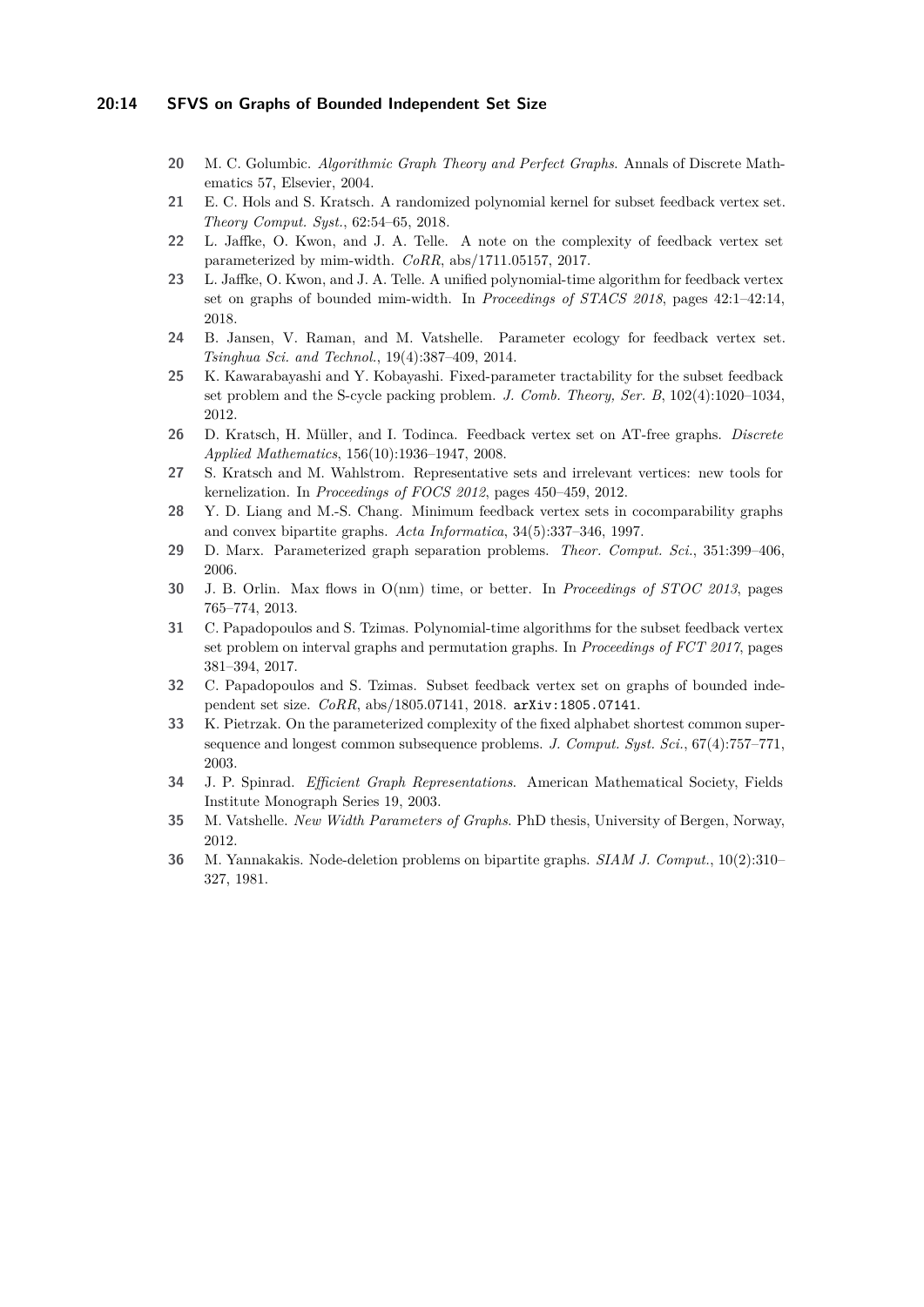20 M. C. Golumbic. *Algorithmic Graph Theory and Perfect Graphs*. Annals of Discrete Mathematics 57, Elsevier, 2004.

21 E. C. Hols and S. Kratsch. A randomized polynomial kernel for subset feedback vertex set. *Theory Comput. Syst.*, 62:54–65, 2018.

22 L. Jaffke, O. Kwon, and J. A. Telle. A note on the complexity of feedback vertex set parameterized by mim-width. *CoRR*, abs/1711.05157, 2017.

23 L. Jaffke, O. Kwon, and J. A. Telle. A unified polynomial-time algorithm for feedback vertex set on graphs of bounded mim-width. In *Proceedings of STACS 2018*, pages 42:1–42:14, 2018.

24 B. Jansen, V. Raman, and M. Vatshelle. Parameter ecology for feedback vertex set. *Tsinghua Sci. and Technol.*, 19(4):387–409, 2014.

25 K. Kawarabayashi and Y. Kobayashi. Fixed-parameter tractability for the subset feedback set problem and the S-cycle packing problem. *J. Comb. Theory, Ser. B*, 102(4):1020–1034, 2012.

26 D. Kratsch, H. Müller, and I. Todinca. Feedback vertex set on AT-free graphs. *Discrete Applied Mathematics*, 156(10):1936–1947, 2008.

27 S. Kratsch and M. Wahlstrom. Representative sets and irrelevant vertices: new tools for kernelization. In *Proceedings of FOCS 2012*, pages 450–459, 2012.

28 Y. D. Liang and M.-S. Chang. Minimum feedback vertex sets in cocomparability graphs and convex bipartite graphs. *Acta Informatica*, 34(5):337–346, 1997.

29 D. Marx. Parameterized graph separation problems. *Theor. Comput. Sci.*, 351:399–406, 2006.

30 J. B. Orlin. Max flows in O(nm) time, or better. In *Proceedings of STOC 2013*, pages 765–774, 2013.

31 C. Papadopoulos and S. Tzimas. Polynomial-time algorithms for the subset feedback vertex set problem on interval graphs and permutation graphs. In *Proceedings of FCT 2017*, pages 381–394, 2017.

32 C. Papadopoulos and S. Tzimas. Subset feedback vertex set on graphs of bounded independent set size. *CoRR*, abs/1805.07141, 2018. arXiv:1805.07141.

33 K. Pietrzak. On the parameterized complexity of the fixed alphabet shortest common supersequence and longest common subsequence problems. *J. Comput. Syst. Sci.*, 67(4):757–771, 2003.

34 J. P. Spinrad. *Efficient Graph Representations*. American Mathematical Society, Fields Institute Monograph Series 19, 2003.

35 M. Vatshelle. *New Width Parameters of Graphs*. PhD thesis, University of Bergen, Norway, 2012.

36 M. Yannakakis. Node-deletion problems on bipartite graphs. *SIAM J. Comput.*, 10(2):310–327, 1981.